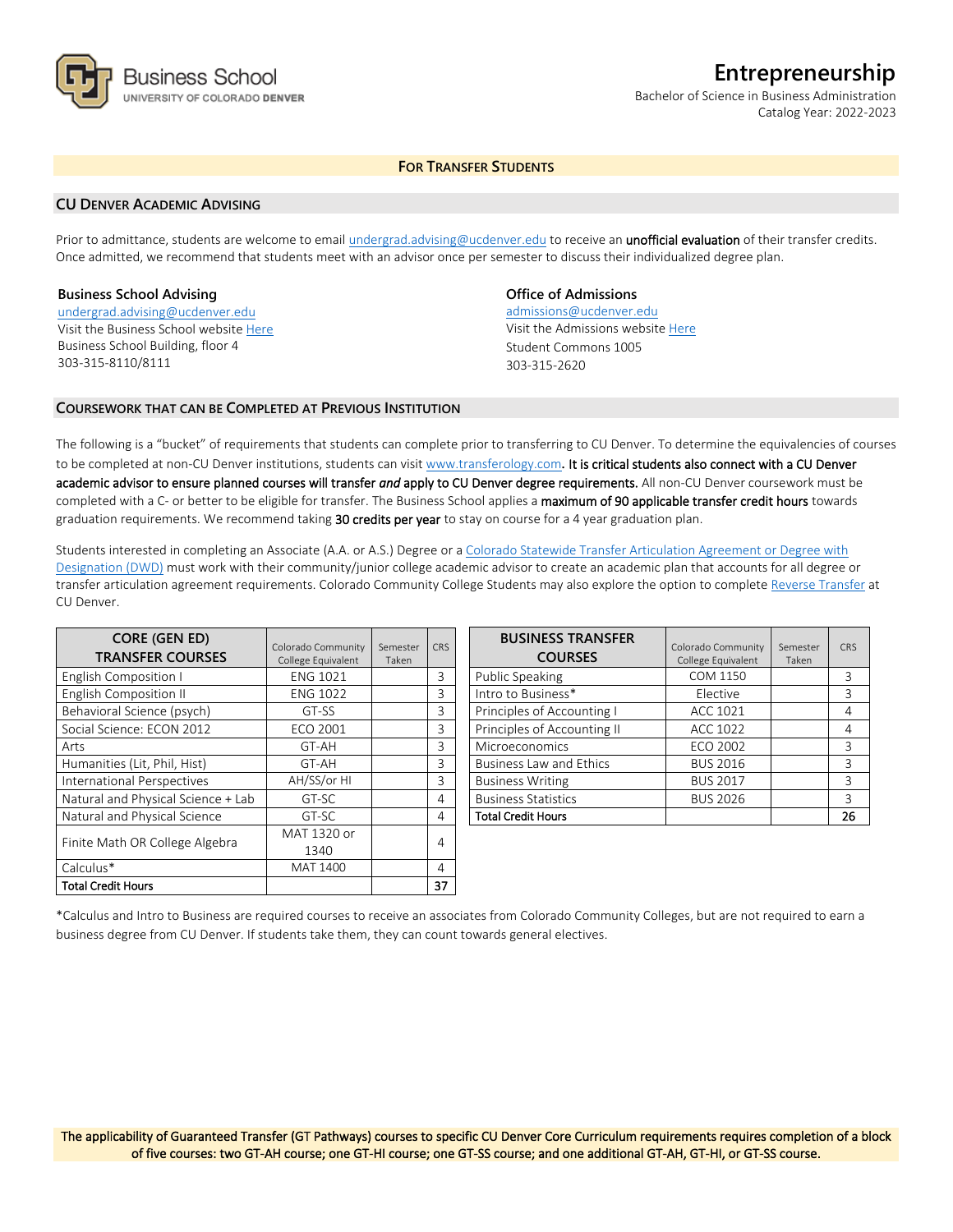Business School
UNIVERSITY OF COLORADO DENVER

# Entrepreneurship

Bachelor of Science in Business Administration
Catalog Year: 2022-2023

## FOR TRANSFER STUDENTS

### CU DENVER ACADEMIC ADVISING

Prior to admittance, students are welcome to email undergrad.advising@ucdenver.edu to receive an **unofficial evaluation** of their transfer credits. Once admitted, we recommend that students meet with an advisor once per semester to discuss their individualized degree plan.

**Business School Advising**
undergrad.advising@ucdenver.edu
Visit the Business School website Here
Business School Building, floor 4
303-315-8110/8111

**Office of Admissions**
admissions@ucdenver.edu
Visit the Admissions website Here
Student Commons 1005
303-315-2620

### COURSEWORK THAT CAN BE COMPLETED AT PREVIOUS INSTITUTION

The following is a "bucket" of requirements that students can complete prior to transferring to CU Denver. To determine the equivalencies of courses to be completed at non-CU Denver institutions, students can visit www.transferology.com**. It is critical students also connect with a CU Denver academic advisor to ensure planned courses will transfer *and* apply to CU Denver degree requirements.** All non-CU Denver coursework must be completed with a C- or better to be eligible for transfer. The Business School applies a **maximum of 90 applicable transfer credit hours** towards graduation requirements. We recommend taking **30 credits per year** to stay on course for a 4 year graduation plan.

Students interested in completing an Associate (A.A. or A.S.) Degree or a Colorado Statewide Transfer Articulation Agreement or Degree with Designation (DWD) must work with their community/junior college academic advisor to create an academic plan that accounts for all degree or transfer articulation agreement requirements. Colorado Community College Students may also explore the option to complete Reverse Transfer at CU Denver.

| CORE (GEN ED) TRANSFER COURSES | Colorado Community College Equivalent | Semester Taken | CRS |
|---|---|---|---|
| English Composition I | ENG 1021 | | 3 |
| English Composition II | ENG 1022 | | 3 |
| Behavioral Science (psych) | GT-SS | | 3 |
| Social Science: ECON 2012 | ECO 2001 | | 3 |
| Arts | GT-AH | | 3 |
| Humanities (Lit, Phil, Hist) | GT-AH | | 3 |
| International Perspectives | AH/SS/or HI | | 3 |
| Natural and Physical Science + Lab | GT-SC | | 4 |
| Natural and Physical Science | GT-SC | | 4 |
| Finite Math OR College Algebra | MAT 1320 or 1340 | | 4 |
| Calculus* | MAT 1400 | | 4 |
| **Total Credit Hours** | | | **37** |

| BUSINESS TRANSFER COURSES | Colorado Community College Equivalent | Semester Taken | CRS |
|---|---|---|---|
| Public Speaking | COM 1150 | | 3 |
| Intro to Business* | Elective | | 3 |
| Principles of Accounting I | ACC 1021 | | 4 |
| Principles of Accounting II | ACC 1022 | | 4 |
| Microeconomics | ECO 2002 | | 3 |
| Business Law and Ethics | BUS 2016 | | 3 |
| Business Writing | BUS 2017 | | 3 |
| Business Statistics | BUS 2026 | | 3 |
| **Total Credit Hours** | | | **26** |

*Calculus and Intro to Business are required courses to receive an associates from Colorado Community Colleges, but are not required to earn a business degree from CU Denver. If students take them, they can count towards general electives.

The applicability of Guaranteed Transfer (GT Pathways) courses to specific CU Denver Core Curriculum requirements requires completion of a block of five courses: two GT-AH course; one GT-HI course; one GT-SS course; and one additional GT-AH, GT-HI, or GT-SS course.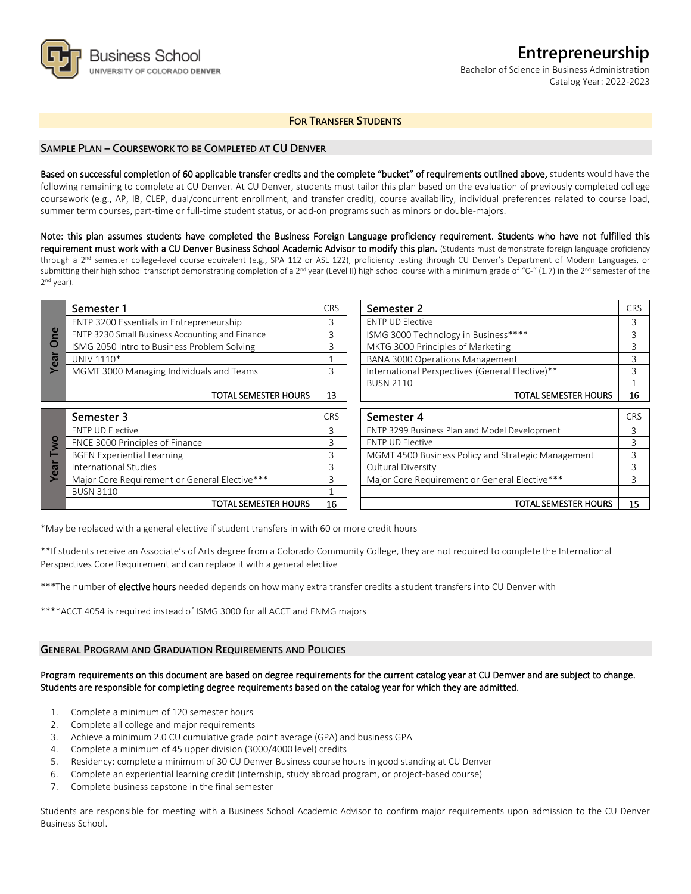# Entrepreneurship

Bachelor of Science in Business Administration
Catalog Year: 2022-2023

## FOR TRANSFER STUDENTS

### SAMPLE PLAN – COURSEWORK TO BE COMPLETED AT CU DENVER

**Based on successful completion of 60 applicable transfer credits and the complete "bucket" of requirements outlined above,** students would have the following remaining to complete at CU Denver. At CU Denver, students must tailor this plan based on the evaluation of previously completed college coursework (e.g., AP, IB, CLEP, dual/concurrent enrollment, and transfer credit), course availability, individual preferences related to course load, summer term courses, part-time or full-time student status, or add-on programs such as minors or double-majors.

**Note: this plan assumes students have completed the Business Foreign Language proficiency requirement. Students who have not fulfilled this requirement must work with a CU Denver Business School Academic Advisor to modify this plan.** (Students must demonstrate foreign language proficiency through a 2nd semester college-level course equivalent (e.g., SPA 112 or ASL 122), proficiency testing through CU Denver's Department of Modern Languages, or submitting their high school transcript demonstrating completion of a 2nd year (Level II) high school course with a minimum grade of "C-" (1.7) in the 2nd semester of the 2nd year).

**Year One**

| Semester 1 | CRS |
|---|---|
| ENTP 3200 Essentials in Entrepreneurship | 3 |
| ENTP 3230 Small Business Accounting and Finance | 3 |
| ISMG 2050 Intro to Business Problem Solving | 3 |
| UNIV 1110* | 1 |
| MGMT 3000 Managing Individuals and Teams | 3 |
| | |
| TOTAL SEMESTER HOURS | 13 |

| Semester 2 | CRS |
|---|---|
| ENTP UD Elective | 3 |
| ISMG 3000 Technology in Business**** | 3 |
| MKTG 3000 Principles of Marketing | 3 |
| BANA 3000 Operations Management | 3 |
| International Perspectives (General Elective)** | 3 |
| BUSN 2110 | 1 |
| TOTAL SEMESTER HOURS | 16 |

**Year Two**

| Semester 3 | CRS |
|---|---|
| ENTP UD Elective | 3 |
| FNCE 3000 Principles of Finance | 3 |
| BGEN Experiential Learning | 3 |
| International Studies | 3 |
| Major Core Requirement or General Elective*** | 3 |
| BUSN 3110 | 1 |
| TOTAL SEMESTER HOURS | 16 |

| Semester 4 | CRS |
|---|---|
| ENTP 3299 Business Plan and Model Development | 3 |
| ENTP UD Elective | 3 |
| MGMT 4500 Business Policy and Strategic Management | 3 |
| Cultural Diversity | 3 |
| Major Core Requirement or General Elective*** | 3 |
| | |
| TOTAL SEMESTER HOURS | 15 |

*May be replaced with a general elective if student transfers in with 60 or more credit hours

**If students receive an Associate's of Arts degree from a Colorado Community College, they are not required to complete the International Perspectives Core Requirement and can replace it with a general elective

***The number of **elective hours** needed depends on how many extra transfer credits a student transfers into CU Denver with

****ACCT 4054 is required instead of ISMG 3000 for all ACCT and FNMG majors

### GENERAL PROGRAM AND GRADUATION REQUIREMENTS AND POLICIES

**Program requirements on this document are based on degree requirements for the current catalog year at CU Demver and are subject to change. Students are responsible for completing degree requirements based on the catalog year for which they are admitted.**

1. Complete a minimum of 120 semester hours
2. Complete all college and major requirements
3. Achieve a minimum 2.0 CU cumulative grade point average (GPA) and business GPA
4. Complete a minimum of 45 upper division (3000/4000 level) credits
5. Residency: complete a minimum of 30 CU Denver Business course hours in good standing at CU Denver
6. Complete an experiential learning credit (internship, study abroad program, or project-based course)
7. Complete business capstone in the final semester

Students are responsible for meeting with a Business School Academic Advisor to confirm major requirements upon admission to the CU Denver Business School.